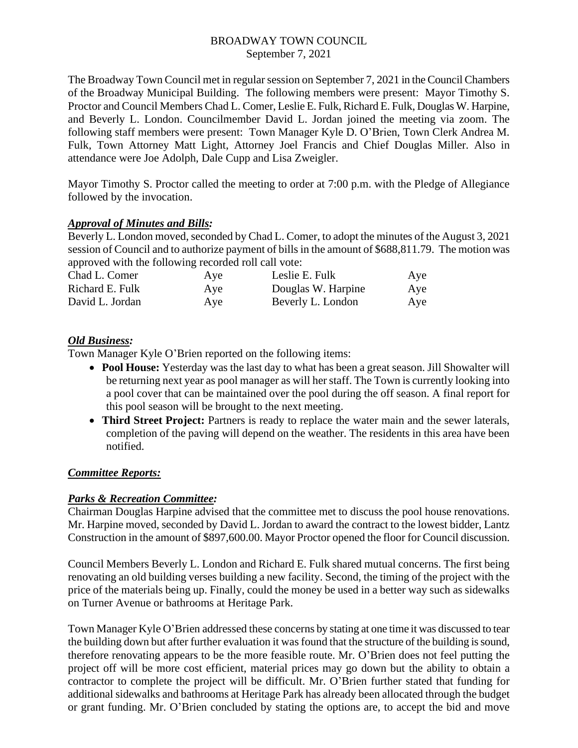# BROADWAY TOWN COUNCIL
September 7, 2021

The Broadway Town Council met in regular session on September 7, 2021 in the Council Chambers of the Broadway Municipal Building. The following members were present: Mayor Timothy S. Proctor and Council Members Chad L. Comer, Leslie E. Fulk, Richard E. Fulk, Douglas W. Harpine, and Beverly L. London. Councilmember David L. Jordan joined the meeting via zoom. The following staff members were present: Town Manager Kyle D. O'Brien, Town Clerk Andrea M. Fulk, Town Attorney Matt Light, Attorney Joel Francis and Chief Douglas Miller. Also in attendance were Joe Adolph, Dale Cupp and Lisa Zweigler.

Mayor Timothy S. Proctor called the meeting to order at 7:00 p.m. with the Pledge of Allegiance followed by the invocation.

***Approval of Minutes and Bills:***

Beverly L. London moved, seconded by Chad L. Comer, to adopt the minutes of the August 3, 2021 session of Council and to authorize payment of bills in the amount of $688,811.79. The motion was approved with the following recorded roll call vote:

| | | | |
|---|---|---|---|
| Chad L. Comer | Aye | Leslie E. Fulk | Aye |
| Richard E. Fulk | Aye | Douglas W. Harpine | Aye |
| David L. Jordan | Aye | Beverly L. London | Aye |

***Old Business:***

Town Manager Kyle O'Brien reported on the following items:

- **Pool House:** Yesterday was the last day to what has been a great season. Jill Showalter will be returning next year as pool manager as will her staff. The Town is currently looking into a pool cover that can be maintained over the pool during the off season. A final report for this pool season will be brought to the next meeting.
- **Third Street Project:** Partners is ready to replace the water main and the sewer laterals, completion of the paving will depend on the weather. The residents in this area have been notified.

***Committee Reports:***

***Parks & Recreation Committee:***

Chairman Douglas Harpine advised that the committee met to discuss the pool house renovations. Mr. Harpine moved, seconded by David L. Jordan to award the contract to the lowest bidder, Lantz Construction in the amount of $897,600.00. Mayor Proctor opened the floor for Council discussion.

Council Members Beverly L. London and Richard E. Fulk shared mutual concerns. The first being renovating an old building verses building a new facility. Second, the timing of the project with the price of the materials being up. Finally, could the money be used in a better way such as sidewalks on Turner Avenue or bathrooms at Heritage Park.

Town Manager Kyle O'Brien addressed these concerns by stating at one time it was discussed to tear the building down but after further evaluation it was found that the structure of the building is sound, therefore renovating appears to be the more feasible route. Mr. O'Brien does not feel putting the project off will be more cost efficient, material prices may go down but the ability to obtain a contractor to complete the project will be difficult. Mr. O'Brien further stated that funding for additional sidewalks and bathrooms at Heritage Park has already been allocated through the budget or grant funding. Mr. O'Brien concluded by stating the options are, to accept the bid and move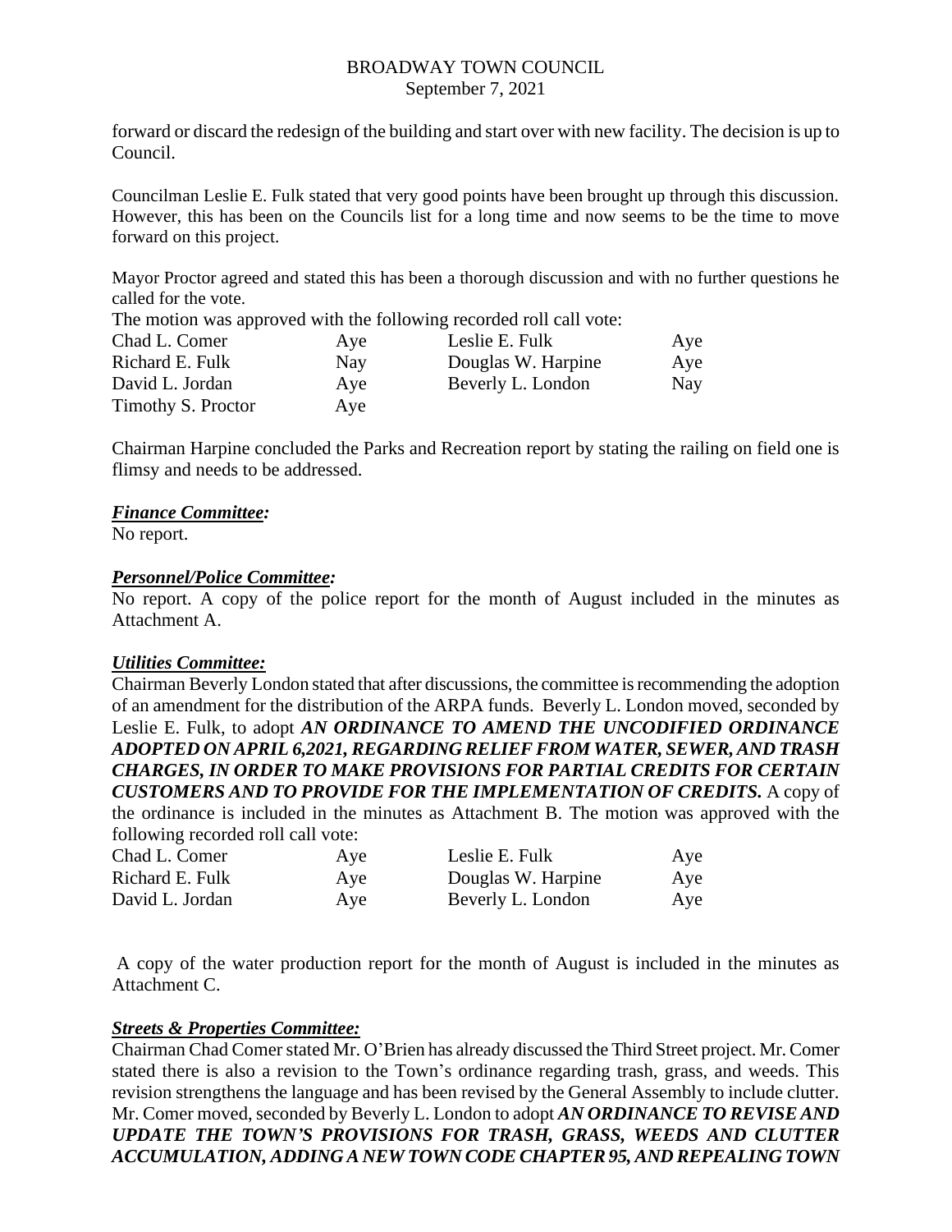forward or discard the redesign of the building and start over with new facility. The decision is up to Council.

Councilman Leslie E. Fulk stated that very good points have been brought up through this discussion. However, this has been on the Councils list for a long time and now seems to be the time to move forward on this project.

Mayor Proctor agreed and stated this has been a thorough discussion and with no further questions he called for the vote.

The motion was approved with the following recorded roll call vote:

| | | | |
|---|---|---|---|
| Chad L. Comer | Aye | Leslie E. Fulk | Aye |
| Richard E. Fulk | Nay | Douglas W. Harpine | Aye |
| David L. Jordan | Aye | Beverly L. London | Nay |
| Timothy S. Proctor | Aye | | |

Chairman Harpine concluded the Parks and Recreation report by stating the railing on field one is flimsy and needs to be addressed.

***Finance Committee:***

No report.

***Personnel/Police Committee:***

No report. A copy of the police report for the month of August included in the minutes as Attachment A.

***Utilities Committee:***

Chairman Beverly London stated that after discussions, the committee is recommending the adoption of an amendment for the distribution of the ARPA funds. Beverly L. London moved, seconded by Leslie E. Fulk, to adopt ***AN ORDINANCE TO AMEND THE UNCODIFIED ORDINANCE ADOPTED ON APRIL 6,2021, REGARDING RELIEF FROM WATER, SEWER, AND TRASH CHARGES, IN ORDER TO MAKE PROVISIONS FOR PARTIAL CREDITS FOR CERTAIN CUSTOMERS AND TO PROVIDE FOR THE IMPLEMENTATION OF CREDITS.*** A copy of the ordinance is included in the minutes as Attachment B. The motion was approved with the following recorded roll call vote:

| | | | |
|---|---|---|---|
| Chad L. Comer | Aye | Leslie E. Fulk | Aye |
| Richard E. Fulk | Aye | Douglas W. Harpine | Aye |
| David L. Jordan | Aye | Beverly L. London | Aye |

A copy of the water production report for the month of August is included in the minutes as Attachment C.

***Streets & Properties Committee:***

Chairman Chad Comer stated Mr. O'Brien has already discussed the Third Street project. Mr. Comer stated there is also a revision to the Town's ordinance regarding trash, grass, and weeds. This revision strengthens the language and has been revised by the General Assembly to include clutter. Mr. Comer moved, seconded by Beverly L. London to adopt ***AN ORDINANCE TO REVISE AND UPDATE THE TOWN'S PROVISIONS FOR TRASH, GRASS, WEEDS AND CLUTTER ACCUMULATION, ADDING A NEW TOWN CODE CHAPTER 95, AND REPEALING TOWN***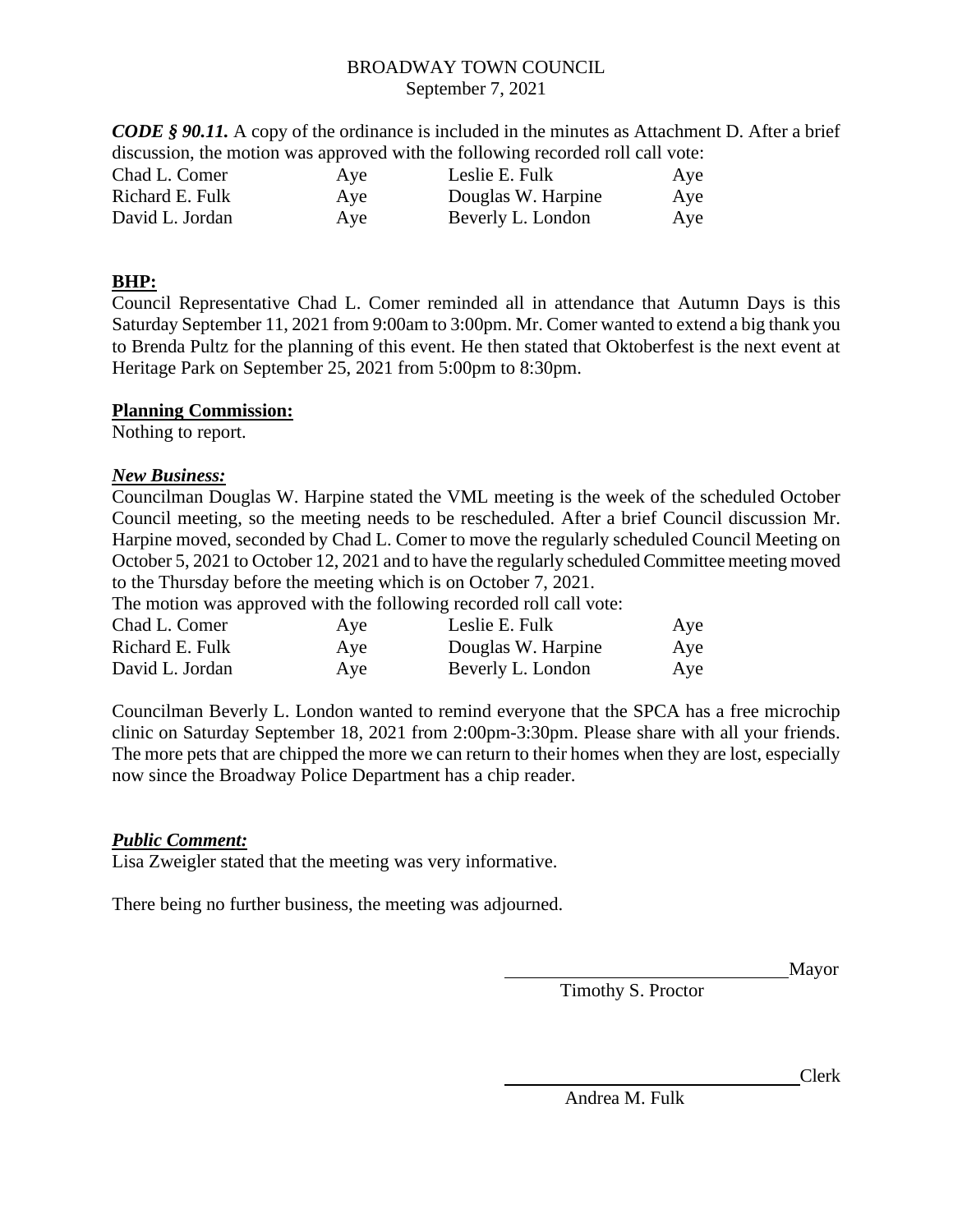BROADWAY TOWN COUNCIL
September 7, 2021

***CODE § 90.11.*** A copy of the ordinance is included in the minutes as Attachment D. After a brief discussion, the motion was approved with the following recorded roll call vote:

| | | | |
|---|---|---|---|
| Chad L. Comer | Aye | Leslie E. Fulk | Aye |
| Richard E. Fulk | Aye | Douglas W. Harpine | Aye |
| David L. Jordan | Aye | Beverly L. London | Aye |

**BHP:**

Council Representative Chad L. Comer reminded all in attendance that Autumn Days is this Saturday September 11, 2021 from 9:00am to 3:00pm. Mr. Comer wanted to extend a big thank you to Brenda Pultz for the planning of this event. He then stated that Oktoberfest is the next event at Heritage Park on September 25, 2021 from 5:00pm to 8:30pm.

**Planning Commission:**

Nothing to report.

***New Business:***

Councilman Douglas W. Harpine stated the VML meeting is the week of the scheduled October Council meeting, so the meeting needs to be rescheduled. After a brief Council discussion Mr. Harpine moved, seconded by Chad L. Comer to move the regularly scheduled Council Meeting on October 5, 2021 to October 12, 2021 and to have the regularly scheduled Committee meeting moved to the Thursday before the meeting which is on October 7, 2021.

The motion was approved with the following recorded roll call vote:

| | | | |
|---|---|---|---|
| Chad L. Comer | Aye | Leslie E. Fulk | Aye |
| Richard E. Fulk | Aye | Douglas W. Harpine | Aye |
| David L. Jordan | Aye | Beverly L. London | Aye |

Councilman Beverly L. London wanted to remind everyone that the SPCA has a free microchip clinic on Saturday September 18, 2021 from 2:00pm-3:30pm. Please share with all your friends. The more pets that are chipped the more we can return to their homes when they are lost, especially now since the Broadway Police Department has a chip reader.

***Public Comment:***

Lisa Zweigler stated that the meeting was very informative.

There being no further business, the meeting was adjourned.

\_\_\_\_\_\_\_\_\_\_\_\_\_\_\_\_\_\_\_\_\_\_\_\_\_\_\_\_Mayor
Timothy S. Proctor

\_\_\_\_\_\_\_\_\_\_\_\_\_\_\_\_\_\_\_\_\_\_\_\_\_\_\_\_Clerk
Andrea M. Fulk